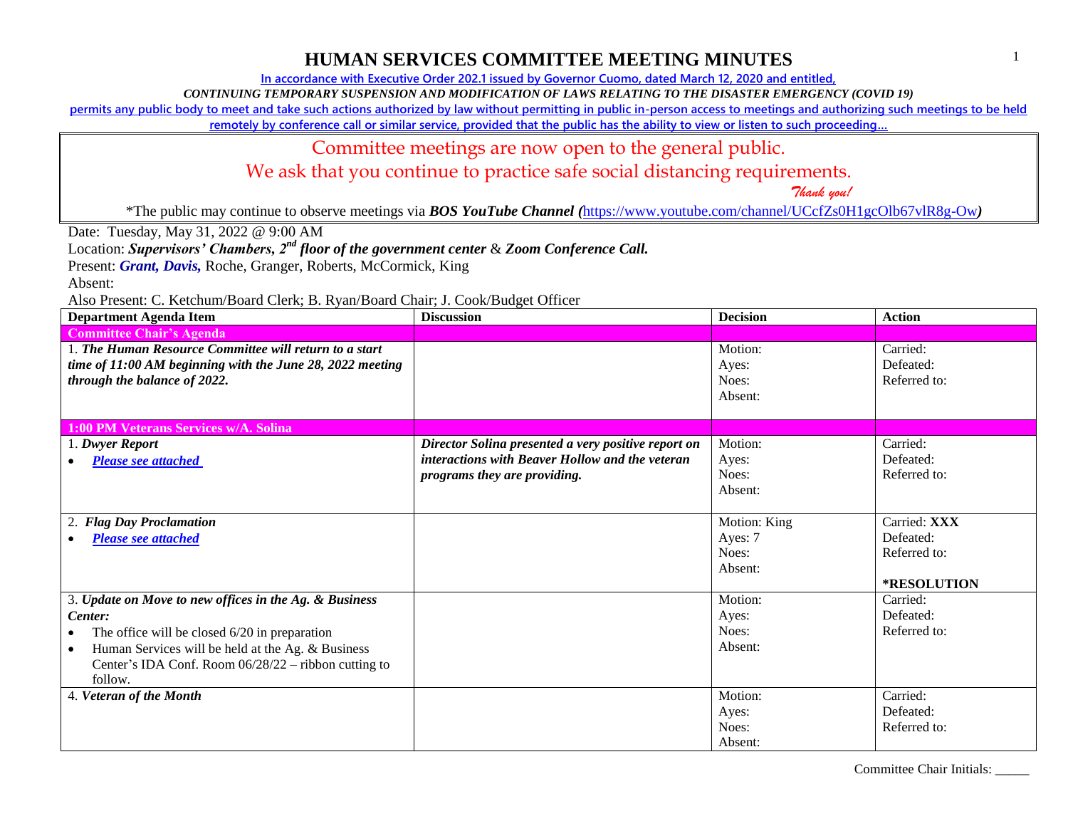# HUMAN SERVICES COMMITTEE MEETING MINUTES

In accordance with Executive Order 202.1 issued by Governor Cuomo, dated March 12, 2020 and entitled,

*CONTINUING TEMPORARY SUSPENSION AND MODIFICATION OF LAWS RELATING TO THE DISASTER EMERGENCY (COVID 19)*

permits any public body to meet and take such actions authorized by law without permitting in public in-person access to meetings and authorizing such meetings to be held remotely by conference call or similar service, provided that the public has the ability to view or listen to such proceeding…

Committee meetings are now open to the general public.

We ask that you continue to practice safe social distancing requirements.

*Thank you!*

*The public may continue to observe meetings via ***BOS YouTube Channel (***https://www.youtube.com/channel/UCcfZs0H1gcOlb67vlR8g-Ow***)***

Date: Tuesday, May 31, 2022 @ 9:00 AM

Location: ***Supervisors' Chambers, 2nd floor of the government center*** & ***Zoom Conference Call.***

Present: ***Grant, Davis,*** Roche, Granger, Roberts, McCormick, King

Absent:

Also Present: C. Ketchum/Board Clerk; B. Ryan/Board Chair; J. Cook/Budget Officer

| Department Agenda Item | Discussion | Decision | Action |
|---|---|---|---|
| **Committee Chair's Agenda** | | | |
| 1. ***The Human Resource Committee will return to a start time of 11:00 AM beginning with the June 28, 2022 meeting through the balance of 2022.*** | | Motion:<br>Ayes:<br>Noes:<br>Absent: | Carried:<br>Defeated:<br>Referred to: |
| **1:00 PM Veterans Services w/A. Solina** | | | |
| 1. ***Dwyer Report***<br>• ***Please see attached*** | ***Director Solina presented a very positive report on interactions with Beaver Hollow and the veteran programs they are providing.*** | Motion:<br>Ayes:<br>Noes:<br>Absent: | Carried:<br>Defeated:<br>Referred to: |
| 2. ***Flag Day Proclamation***<br>• ***Please see attached*** | | Motion: King<br>Ayes: 7<br>Noes:<br>Absent: | Carried: **XXX**<br>Defeated:<br>Referred to:<br><br>***RESOLUTION** |
| 3. ***Update on Move to new offices in the Ag. & Business Center:***<br>• The office will be closed 6/20 in preparation<br>• Human Services will be held at the Ag. & Business Center's IDA Conf. Room 06/28/22 – ribbon cutting to follow. | | Motion:<br>Ayes:<br>Noes:<br>Absent: | Carried:<br>Defeated:<br>Referred to: |
| 4. ***Veteran of the Month*** | | Motion:<br>Ayes:<br>Noes:<br>Absent: | Carried:<br>Defeated:<br>Referred to: |

Committee Chair Initials: _____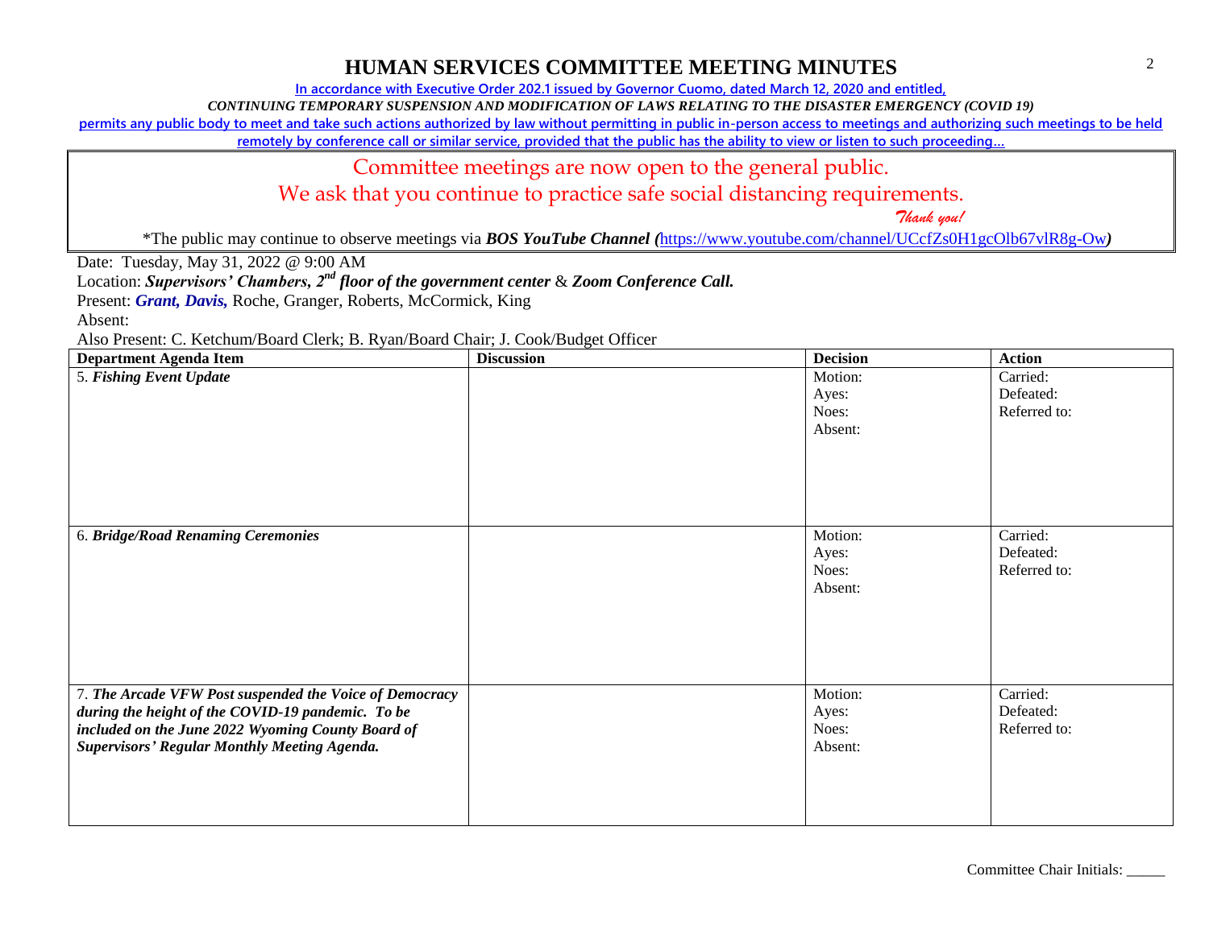# HUMAN SERVICES COMMITTEE MEETING MINUTES

In accordance with Executive Order 202.1 issued by Governor Cuomo, dated March 12, 2020 and entitled,

*CONTINUING TEMPORARY SUSPENSION AND MODIFICATION OF LAWS RELATING TO THE DISASTER EMERGENCY (COVID 19)*

permits any public body to meet and take such actions authorized by law without permitting in public in-person access to meetings and authorizing such meetings to be held remotely by conference call or similar service, provided that the public has the ability to view or listen to such proceeding…

Committee meetings are now open to the general public.

We ask that you continue to practice safe social distancing requirements.

*Thank you!*

*The public may continue to observe meetings via ***BOS YouTube Channel*** (https://www.youtube.com/channel/UCcfZs0H1gcOlb67vlR8g-Ow)

Date: Tuesday, May 31, 2022 @ 9:00 AM

Location: ***Supervisors' Chambers, 2nd floor of the government center*** & ***Zoom Conference Call.***

Present: ***Grant, Davis,*** Roche, Granger, Roberts, McCormick, King

Absent:

Also Present: C. Ketchum/Board Clerk; B. Ryan/Board Chair; J. Cook/Budget Officer

| Department Agenda Item | Discussion | Decision | Action |
|---|---|---|---|
| 5. ***Fishing Event Update*** | | Motion:<br>Ayes:<br>Noes:<br>Absent: | Carried:<br>Defeated:<br>Referred to: |
| 6. ***Bridge/Road Renaming Ceremonies*** | | Motion:<br>Ayes:<br>Noes:<br>Absent: | Carried:<br>Defeated:<br>Referred to: |
| 7. ***The Arcade VFW Post suspended the Voice of Democracy during the height of the COVID-19 pandemic. To be included on the June 2022 Wyoming County Board of Supervisors' Regular Monthly Meeting Agenda.*** | | Motion:<br>Ayes:<br>Noes:<br>Absent: | Carried:<br>Defeated:<br>Referred to: |

Committee Chair Initials: _____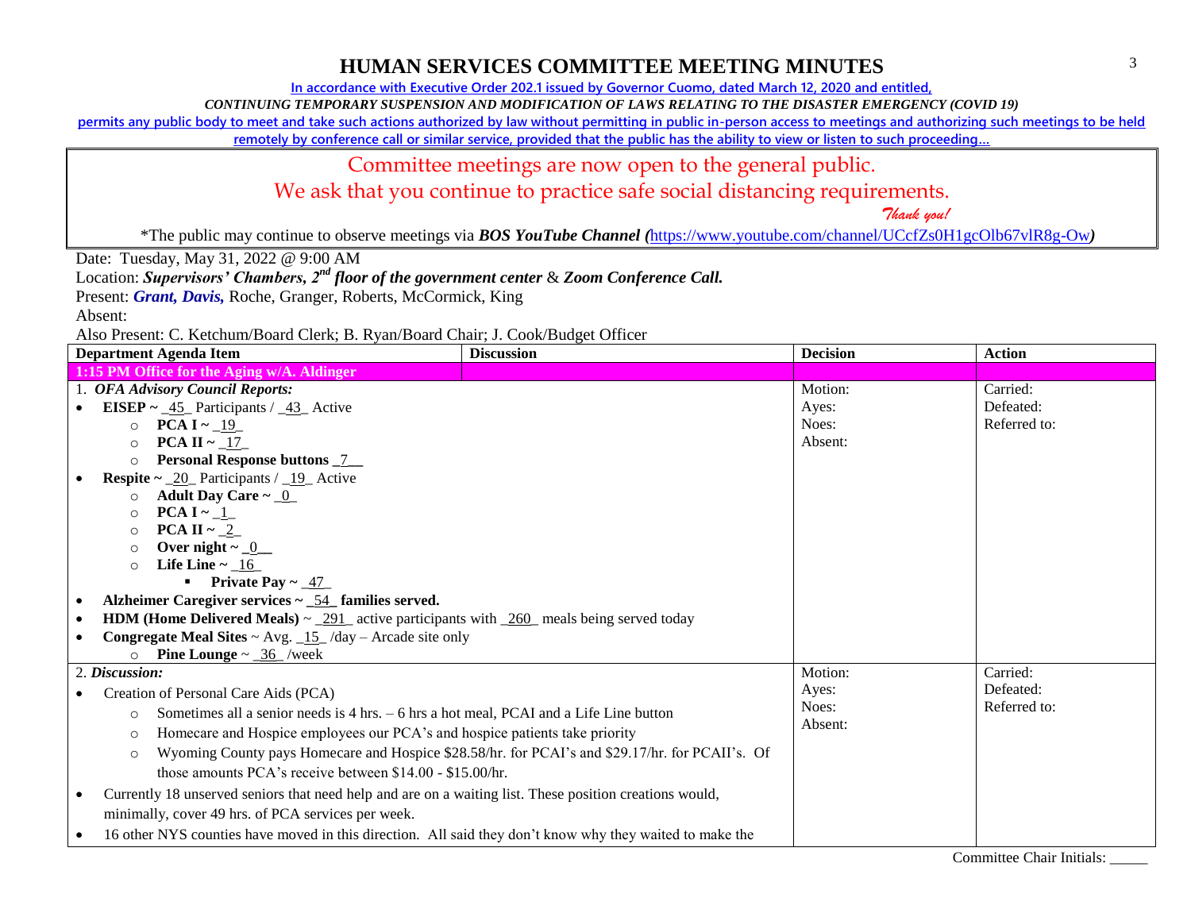# HUMAN SERVICES COMMITTEE MEETING MINUTES

**In accordance with Executive Order 202.1 issued by Governor Cuomo, dated March 12, 2020 and entitled,**

***CONTINUING TEMPORARY SUSPENSION AND MODIFICATION OF LAWS RELATING TO THE DISASTER EMERGENCY (COVID 19)***

**permits any public body to meet and take such actions authorized by law without permitting in public in-person access to meetings and authorizing such meetings to be held remotely by conference call or similar service, provided that the public has the ability to view or listen to such proceeding…**

Committee meetings are now open to the general public.

We ask that you continue to practice safe social distancing requirements.

*Thank you!*

*The public may continue to observe meetings via ***BOS YouTube Channel (***https://www.youtube.com/channel/UCcfZs0H1gcOlb67vlR8g-Ow***)***

Date: Tuesday, May 31, 2022 @ 9:00 AM

Location: ***Supervisors' Chambers, 2nd floor of the government center*** & ***Zoom Conference Call.***

Present: ***Grant, Davis,*** Roche, Granger, Roberts, McCormick, King

Absent:

Also Present: C. Ketchum/Board Clerk; B. Ryan/Board Chair; J. Cook/Budget Officer

| Department Agenda Item | Discussion | Decision | Action |
|---|---|---|---|
| **1:15 PM Office for the Aging w/A. Aldinger** | | | |
| 1. ***OFA Advisory Council Reports:***<br>• **EISEP ~** _45_ Participants / _43_ Active<br>  ○ **PCA I ~** _19_<br>  ○ **PCA II ~** _17_<br>  ○ **Personal Response buttons** _7_<br>• **Respite ~** _20_ Participants / _19_ Active<br>  ○ **Adult Day Care ~** _0_<br>  ○ **PCA I ~** _1_<br>  ○ **PCA II ~** _2_<br>  ○ **Over night ~** _0_<br>  ○ **Life Line ~** _16_<br>    ▪ **Private Pay ~** _47_<br>• **Alzheimer Caregiver services ~** _54_ **families served.**<br>• **HDM (Home Delivered Meals)** ~ _291_ active participants with _260_ meals being served today<br>• **Congregate Meal Sites** ~ Avg. _15_ /day – Arcade site only<br>  ○ **Pine Lounge** ~ _36_ /week | | Motion:<br>Ayes:<br>Noes:<br>Absent: | Carried:<br>Defeated:<br>Referred to: |
| 2. ***Discussion:***<br>• Creation of Personal Care Aids (PCA)<br>  ○ Sometimes all a senior needs is 4 hrs. – 6 hrs a hot meal, PCAI and a Life Line button<br>  ○ Homecare and Hospice employees our PCA's and hospice patients take priority<br>  ○ Wyoming County pays Homecare and Hospice $28.58/hr. for PCAI's and $29.17/hr. for PCAII's. Of those amounts PCA's receive between $14.00 - $15.00/hr.<br>• Currently 18 unserved seniors that need help and are on a waiting list. These position creations would, minimally, cover 49 hrs. of PCA services per week.<br>• 16 other NYS counties have moved in this direction. All said they don't know why they waited to make the | | Motion:<br>Ayes:<br>Noes:<br>Absent: | Carried:<br>Defeated:<br>Referred to: |

Committee Chair Initials: _____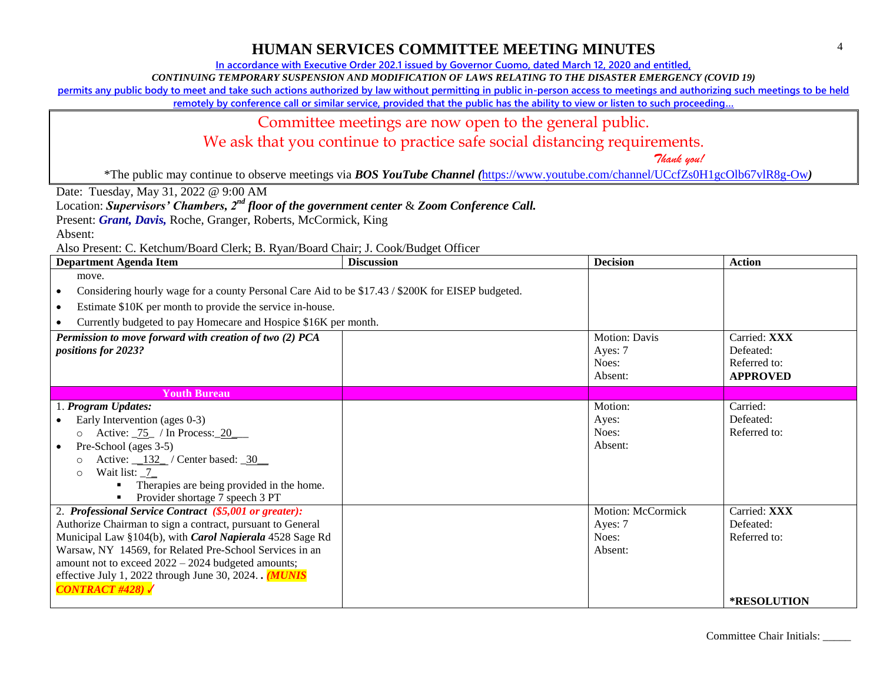# HUMAN SERVICES COMMITTEE MEETING MINUTES

In accordance with Executive Order 202.1 issued by Governor Cuomo, dated March 12, 2020 and entitled,

*CONTINUING TEMPORARY SUSPENSION AND MODIFICATION OF LAWS RELATING TO THE DISASTER EMERGENCY (COVID 19)*

permits any public body to meet and take such actions authorized by law without permitting in public in-person access to meetings and authorizing such meetings to be held remotely by conference call or similar service, provided that the public has the ability to view or listen to such proceeding…

Committee meetings are now open to the general public.

We ask that you continue to practice safe social distancing requirements.

*Thank you!*

*The public may continue to observe meetings via ***BOS YouTube Channel (**https://www.youtube.com/channel/UCcfZs0H1gcOlb67vlR8g-Ow**)**

Date: Tuesday, May 31, 2022 @ 9:00 AM

Location: ***Supervisors' Chambers, 2nd floor of the government center*** & ***Zoom Conference Call.***

Present: ***Grant, Davis,*** Roche, Granger, Roberts, McCormick, King

Absent:

Also Present: C. Ketchum/Board Clerk; B. Ryan/Board Chair; J. Cook/Budget Officer

| Department Agenda Item | Discussion | Decision | Action |
|---|---|---|---|
| move.<br>• Considering hourly wage for a county Personal Care Aid to be $17.43 / $200K for EISEP budgeted.<br>• Estimate $10K per month to provide the service in-house.<br>• Currently budgeted to pay Homecare and Hospice $16K per month. | | | |
| ***Permission to move forward with creation of two (2) PCA positions for 2023?*** | | Motion: Davis<br>Ayes: 7<br>Noes:<br>Absent: | Carried: **XXX**<br>Defeated:<br>Referred to:<br>**APPROVED** |
| **Youth Bureau** | | | |
| 1. ***Program Updates:***<br>• Early Intervention (ages 0-3)<br>  ○ Active: _75_ / In Process: _20___<br>• Pre-School (ages 3-5)<br>  ○ Active: __132_ / Center based: _30__<br>  ○ Wait list: _7_<br>    ▪ Therapies are being provided in the home.<br>    ▪ Provider shortage 7 speech 3 PT | | Motion:<br>Ayes:<br>Noes:<br>Absent: | Carried:<br>Defeated:<br>Referred to: |
| 2. ***Professional Service Contract (\$5,001 or greater):***<br>Authorize Chairman to sign a contract, pursuant to General Municipal Law §104(b), with ***Carol Napierala*** 4528 Sage Rd Warsaw, NY 14569, for Related Pre-School Services in an amount not to exceed 2022 – 2024 budgeted amounts; effective July 1, 2022 through June 30, 2024. . ***(MUNIS CONTRACT #428) ✓*** | | Motion: McCormick<br>Ayes: 7<br>Noes:<br>Absent: | Carried: **XXX**<br>Defeated:<br>Referred to:<br><br>**\*RESOLUTION** |

Committee Chair Initials: _____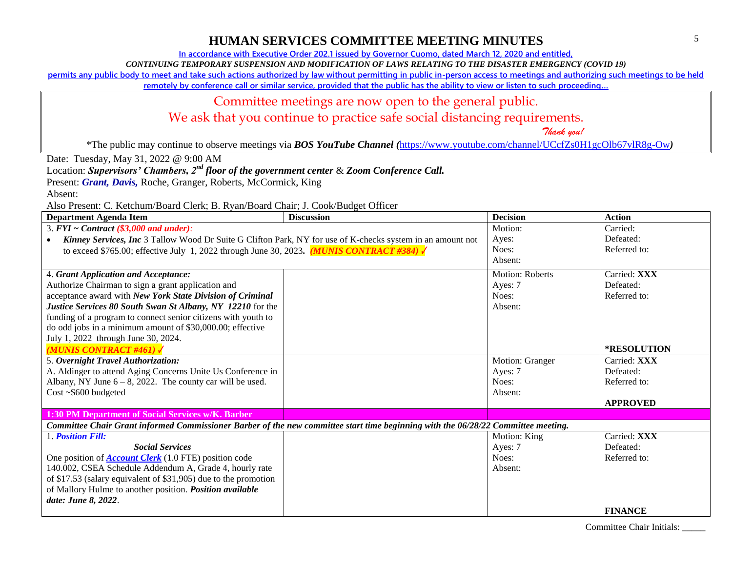# HUMAN SERVICES COMMITTEE MEETING MINUTES

In accordance with Executive Order 202.1 issued by Governor Cuomo, dated March 12, 2020 and entitled,

*CONTINUING TEMPORARY SUSPENSION AND MODIFICATION OF LAWS RELATING TO THE DISASTER EMERGENCY (COVID 19)*

permits any public body to meet and take such actions authorized by law without permitting in public in-person access to meetings and authorizing such meetings to be held remotely by conference call or similar service, provided that the public has the ability to view or listen to such proceeding…

Committee meetings are now open to the general public.

We ask that you continue to practice safe social distancing requirements.

*Thank you!*

*The public may continue to observe meetings via ***BOS YouTube Channel (***https://www.youtube.com/channel/UCcfZs0H1gcOlb67vlR8g-Ow***)***

Date: Tuesday, May 31, 2022 @ 9:00 AM

Location: ***Supervisors' Chambers, 2nd floor of the government center*** & ***Zoom Conference Call.***

Present: ***Grant, Davis,*** Roche, Granger, Roberts, McCormick, King

Absent:

Also Present: C. Ketchum/Board Clerk; B. Ryan/Board Chair; J. Cook/Budget Officer

| Department Agenda Item | Discussion | Decision | Action |
|---|---|---|---|
| 3. ***FYI ~ Contract*** ***($3,000 and under):*** • ***Kinney Services, Inc*** 3 Tallow Wood Dr Suite G Clifton Park, NY for use of K-checks system in an amount not to exceed $765.00; effective July 1, 2022 through June 30, 2023. ***(MUNIS CONTRACT #384)*** ✓ | | Motion: Ayes: Noes: Absent: | Carried: Defeated: Referred to: |
| 4. ***Grant Application and Acceptance:*** Authorize Chairman to sign a grant application and acceptance award with ***New York State Division of Criminal Justice Services 80 South Swan St Albany, NY 12210*** for the funding of a program to connect senior citizens with youth to do odd jobs in a minimum amount of $30,000.00; effective July 1, 2022 through June 30, 2024. ***(MUNIS CONTRACT #461)*** ✓ | | Motion: Roberts Ayes: 7 Noes: Absent: | Carried: **XXX** Defeated: Referred to: **\*RESOLUTION** |
| 5. ***Overnight Travel Authorization:*** A. Aldinger to attend Aging Concerns Unite Us Conference in Albany, NY June 6 – 8, 2022. The county car will be used. Cost ~$600 budgeted | | Motion: Granger Ayes: 7 Noes: Absent: | Carried: **XXX** Defeated: Referred to: **APPROVED** |
| **1:30 PM Department of Social Services w/K. Barber** | | | |
| ***Committee Chair Grant informed Commissioner Barber of the new committee start time beginning with the 06/28/22 Committee meeting.*** | | | |
| 1. ***Position Fill:*** ***Social Services*** One position of ***Account Clerk*** (1.0 FTE) position code 140.002, CSEA Schedule Addendum A, Grade 4, hourly rate of $17.53 (salary equivalent of $31,905) due to the promotion of Mallory Hulme to another position. ***Position available date: June 8, 2022***. | | Motion: King Ayes: 7 Noes: Absent: | Carried: **XXX** Defeated: Referred to: **FINANCE** |

Committee Chair Initials: _____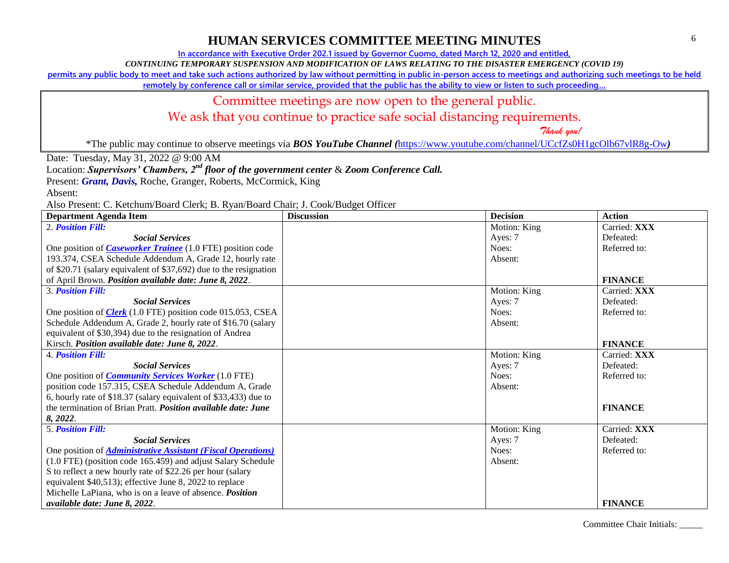# HUMAN SERVICES COMMITTEE MEETING MINUTES

In accordance with Executive Order 202.1 issued by Governor Cuomo, dated March 12, 2020 and entitled,

*CONTINUING TEMPORARY SUSPENSION AND MODIFICATION OF LAWS RELATING TO THE DISASTER EMERGENCY (COVID 19)*

permits any public body to meet and take such actions authorized by law without permitting in public in-person access to meetings and authorizing such meetings to be held remotely by conference call or similar service, provided that the public has the ability to view or listen to such proceeding…

Committee meetings are now open to the general public.

We ask that you continue to practice safe social distancing requirements.

*Thank you!*

*The public may continue to observe meetings via ***BOS YouTube Channel (***https://www.youtube.com/channel/UCcfZs0H1gcOlb67vlR8g-Ow***)***

Date: Tuesday, May 31, 2022 @ 9:00 AM

Location: ***Supervisors' Chambers, 2nd floor of the government center*** & ***Zoom Conference Call.***

Present: ***Grant, Davis,*** Roche, Granger, Roberts, McCormick, King

Absent:

Also Present: C. Ketchum/Board Clerk; B. Ryan/Board Chair; J. Cook/Budget Officer

| Department Agenda Item | Discussion | Decision | Action |
|---|---|---|---|
| 2. ***Position Fill:*** ***Social Services*** One position of ***Caseworker Trainee*** (1.0 FTE) position code 193.374, CSEA Schedule Addendum A, Grade 12, hourly rate of $20.71 (salary equivalent of $37,692) due to the resignation of April Brown. ***Position available date: June 8, 2022***. | | Motion: King<br>Ayes: 7<br>Noes:<br>Absent: | Carried: **XXX**<br>Defeated:<br>Referred to:<br>**FINANCE** |
| 3. ***Position Fill:*** ***Social Services*** One position of ***Clerk*** (1.0 FTE) position code 015.053, CSEA Schedule Addendum A, Grade 2, hourly rate of $16.70 (salary equivalent of $30,394) due to the resignation of Andrea Kirsch. ***Position available date: June 8, 2022***. | | Motion: King<br>Ayes: 7<br>Noes:<br>Absent: | Carried: **XXX**<br>Defeated:<br>Referred to:<br>**FINANCE** |
| 4. ***Position Fill:*** ***Social Services*** One position of ***Community Services Worker*** (1.0 FTE) position code 157.315, CSEA Schedule Addendum A, Grade 6, hourly rate of $18.37 (salary equivalent of $33,433) due to the termination of Brian Pratt. ***Position available date: June 8, 2022***. | | Motion: King<br>Ayes: 7<br>Noes:<br>Absent: | Carried: **XXX**<br>Defeated:<br>Referred to:<br>**FINANCE** |
| 5. ***Position Fill:*** ***Social Services*** One position of ***Administrative Assistant (Fiscal Operations)*** (1.0 FTE) (position code 165.459) and adjust Salary Schedule S to reflect a new hourly rate of $22.26 per hour (salary equivalent $40,513); effective June 8, 2022 to replace Michelle LaPiana, who is on a leave of absence. ***Position available date: June 8, 2022***. | | Motion: King<br>Ayes: 7<br>Noes:<br>Absent: | Carried: **XXX**<br>Defeated:<br>Referred to:<br>**FINANCE** |

Committee Chair Initials: _____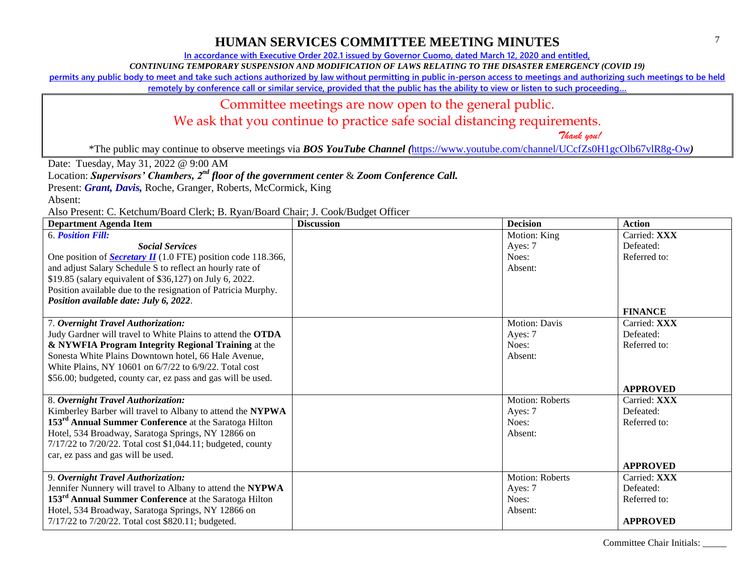# HUMAN SERVICES COMMITTEE MEETING MINUTES

In accordance with Executive Order 202.1 issued by Governor Cuomo, dated March 12, 2020 and entitled,

*CONTINUING TEMPORARY SUSPENSION AND MODIFICATION OF LAWS RELATING TO THE DISASTER EMERGENCY (COVID 19)*

permits any public body to meet and take such actions authorized by law without permitting in public in-person access to meetings and authorizing such meetings to be held remotely by conference call or similar service, provided that the public has the ability to view or listen to such proceeding…

Committee meetings are now open to the general public.

We ask that you continue to practice safe social distancing requirements.

*Thank you!*

*The public may continue to observe meetings via ***BOS YouTube Channel (***https://www.youtube.com/channel/UCcfZs0H1gcOlb67vlR8g-Ow***)***

Date: Tuesday, May 31, 2022 @ 9:00 AM

Location: ***Supervisors' Chambers, 2nd floor of the government center*** & ***Zoom Conference Call.***

Present: ***Grant, Davis,*** Roche, Granger, Roberts, McCormick, King

Absent:

Also Present: C. Ketchum/Board Clerk; B. Ryan/Board Chair; J. Cook/Budget Officer

| Department Agenda Item | Discussion | Decision | Action |
|---|---|---|---|
| 6. ***Position Fill:***<br>***Social Services***<br>One position of ***Secretary II*** (1.0 FTE) position code 118.366, and adjust Salary Schedule S to reflect an hourly rate of $19.85 (salary equivalent of $36,127) on July 6, 2022. Position available due to the resignation of Patricia Murphy.<br>***Position available date: July 6, 2022***. | | Motion: King<br>Ayes: 7<br>Noes:<br>Absent: | Carried: **XXX**<br>Defeated:<br>Referred to:<br>**FINANCE** |
| 7. ***Overnight Travel Authorization:***<br>Judy Gardner will travel to White Plains to attend the **OTDA & NYWFIA Program Integrity Regional Training** at the Sonesta White Plains Downtown hotel, 66 Hale Avenue, White Plains, NY 10601 on 6/7/22 to 6/9/22. Total cost $56.00; budgeted, county car, ez pass and gas will be used. | | Motion: Davis<br>Ayes: 7<br>Noes:<br>Absent: | Carried: **XXX**<br>Defeated:<br>Referred to:<br>**APPROVED** |
| 8. ***Overnight Travel Authorization:***<br>Kimberley Barber will travel to Albany to attend the **NYPWA 153rd Annual Summer Conference** at the Saratoga Hilton Hotel, 534 Broadway, Saratoga Springs, NY 12866 on 7/17/22 to 7/20/22. Total cost $1,044.11; budgeted, county car, ez pass and gas will be used. | | Motion: Roberts<br>Ayes: 7<br>Noes:<br>Absent: | Carried: **XXX**<br>Defeated:<br>Referred to:<br>**APPROVED** |
| 9. ***Overnight Travel Authorization:***<br>Jennifer Nunnery will travel to Albany to attend the **NYPWA 153rd Annual Summer Conference** at the Saratoga Hilton Hotel, 534 Broadway, Saratoga Springs, NY 12866 on 7/17/22 to 7/20/22. Total cost $820.11; budgeted. | | Motion: Roberts<br>Ayes: 7<br>Noes:<br>Absent: | Carried: **XXX**<br>Defeated:<br>Referred to:<br>**APPROVED** |

Committee Chair Initials: _____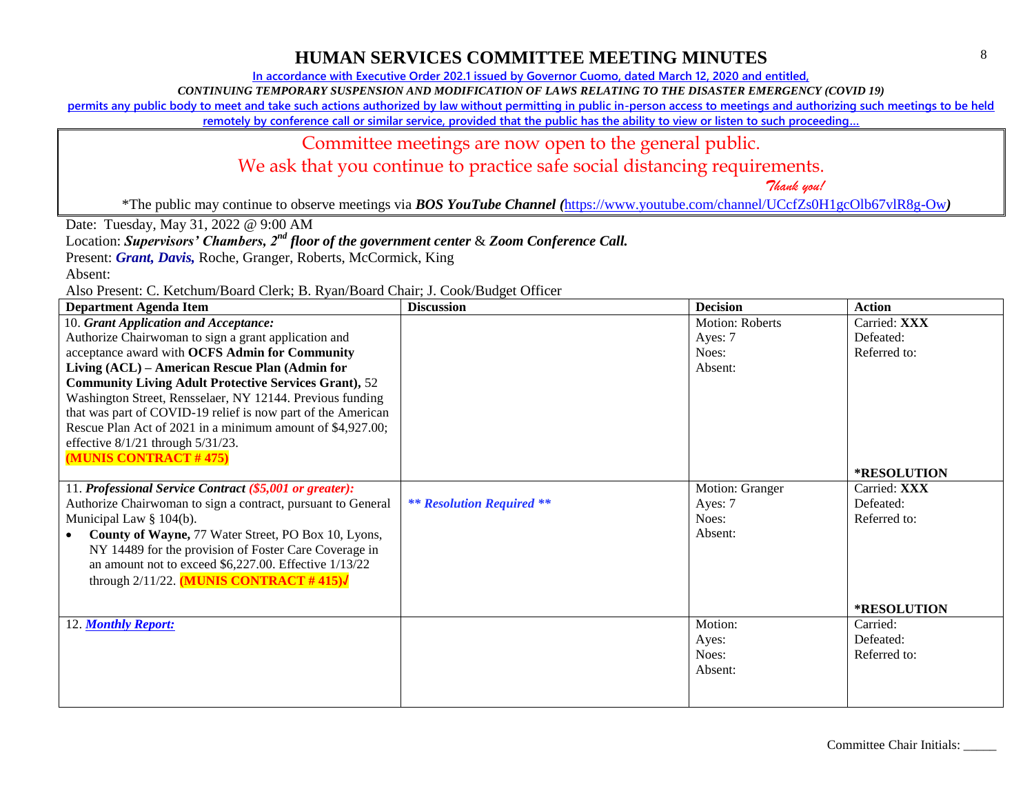# HUMAN SERVICES COMMITTEE MEETING MINUTES

**In accordance with Executive Order 202.1 issued by Governor Cuomo, dated March 12, 2020 and entitled,**

***CONTINUING TEMPORARY SUSPENSION AND MODIFICATION OF LAWS RELATING TO THE DISASTER EMERGENCY (COVID 19)***

**permits any public body to meet and take such actions authorized by law without permitting in public in-person access to meetings and authorizing such meetings to be held remotely by conference call or similar service, provided that the public has the ability to view or listen to such proceeding…**

Committee meetings are now open to the general public.

We ask that you continue to practice safe social distancing requirements.

*Thank you!*

*The public may continue to observe meetings via ***BOS YouTube Channel (***https://www.youtube.com/channel/UCcfZs0H1gcOlb67vlR8g-Ow***)***

Date: Tuesday, May 31, 2022 @ 9:00 AM

Location: ***Supervisors' Chambers, 2nd floor of the government center*** & ***Zoom Conference Call.***

Present: ***Grant, Davis,*** Roche, Granger, Roberts, McCormick, King

Absent:

Also Present: C. Ketchum/Board Clerk; B. Ryan/Board Chair; J. Cook/Budget Officer

| Department Agenda Item | Discussion | Decision | Action |
|---|---|---|---|
| 10. ***Grant Application and Acceptance:*** Authorize Chairwoman to sign a grant application and acceptance award with **OCFS Admin for Community Living (ACL) – American Rescue Plan (Admin for Community Living Adult Protective Services Grant),** 52 Washington Street, Rensselaer, NY 12144. Previous funding that was part of COVID-19 relief is now part of the American Rescue Plan Act of 2021 in a minimum amount of $4,927.00; effective 8/1/21 through 5/31/23. **(MUNIS CONTRACT # 475)** | | Motion: Roberts<br>Ayes: 7<br>Noes:<br>Absent: | Carried: **XXX**<br>Defeated:<br>Referred to:<br><br>***RESOLUTION** |
| 11. ***Professional Service Contract*** ***($5,001 or greater):*** Authorize Chairwoman to sign a contract, pursuant to General Municipal Law § 104(b).<br>• **County of Wayne,** 77 Water Street, PO Box 10, Lyons, NY 14489 for the provision of Foster Care Coverage in an amount not to exceed $6,227.00. Effective 1/13/22 through 2/11/22. **(MUNIS CONTRACT # 415)√** | ***** Resolution Required ***** | Motion: Granger<br>Ayes: 7<br>Noes:<br>Absent: | Carried: **XXX**<br>Defeated:<br>Referred to:<br><br>***RESOLUTION** |
| 12. ***Monthly Report:*** | | Motion:<br>Ayes:<br>Noes:<br>Absent: | Carried:<br>Defeated:<br>Referred to: |

Committee Chair Initials: _____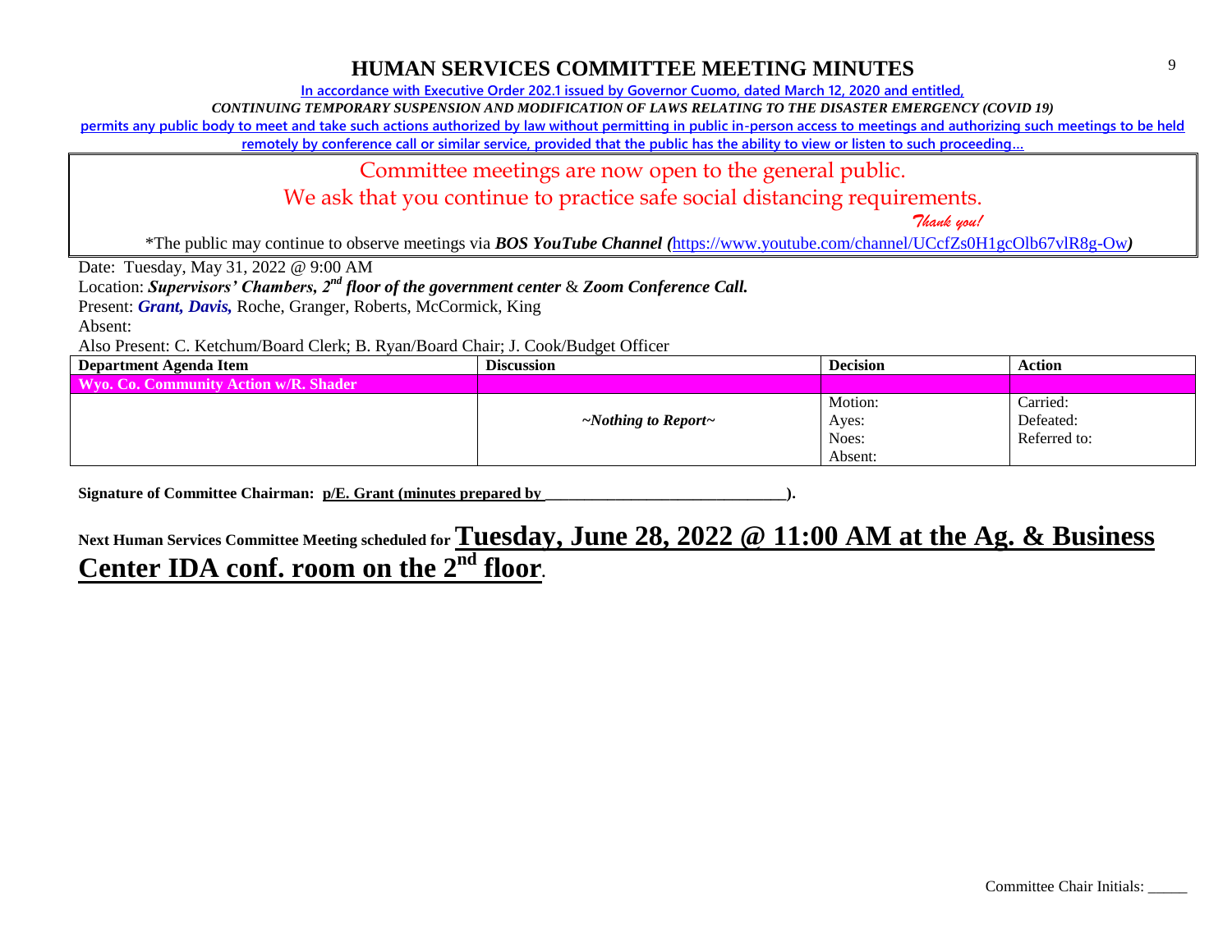# HUMAN SERVICES COMMITTEE MEETING MINUTES

In accordance with Executive Order 202.1 issued by Governor Cuomo, dated March 12, 2020 and entitled,

*CONTINUING TEMPORARY SUSPENSION AND MODIFICATION OF LAWS RELATING TO THE DISASTER EMERGENCY (COVID 19)*

permits any public body to meet and take such actions authorized by law without permitting in public in-person access to meetings and authorizing such meetings to be held remotely by conference call or similar service, provided that the public has the ability to view or listen to such proceeding…

Committee meetings are now open to the general public.

We ask that you continue to practice safe social distancing requirements.

*Thank you!*

*The public may continue to observe meetings via ***BOS YouTube Channel (***https://www.youtube.com/channel/UCcfZs0H1gcOlb67vlR8g-Ow***)***

Date: Tuesday, May 31, 2022 @ 9:00 AM

Location: ***Supervisors' Chambers, 2nd floor of the government center*** & ***Zoom Conference Call.***

Present: ***Grant, Davis,*** Roche, Granger, Roberts, McCormick, King

Absent:

Also Present: C. Ketchum/Board Clerk; B. Ryan/Board Chair; J. Cook/Budget Officer

| Department Agenda Item | Discussion | Decision | Action |
|---|---|---|---|
| **Wyo. Co. Community Action w/R. Shader** | | | |
| | *~Nothing to Report~* | Motion:<br>Ayes:<br>Noes:<br>Absent: | Carried:<br>Defeated:<br>Referred to: |

**Signature of Committee Chairman: p/E. Grant (minutes prepared by ______________________________).**

**Next Human Services Committee Meeting scheduled for Tuesday, June 28, 2022 @ 11:00 AM at the Ag. & Business Center IDA conf. room on the 2nd floor.**

Committee Chair Initials: _____